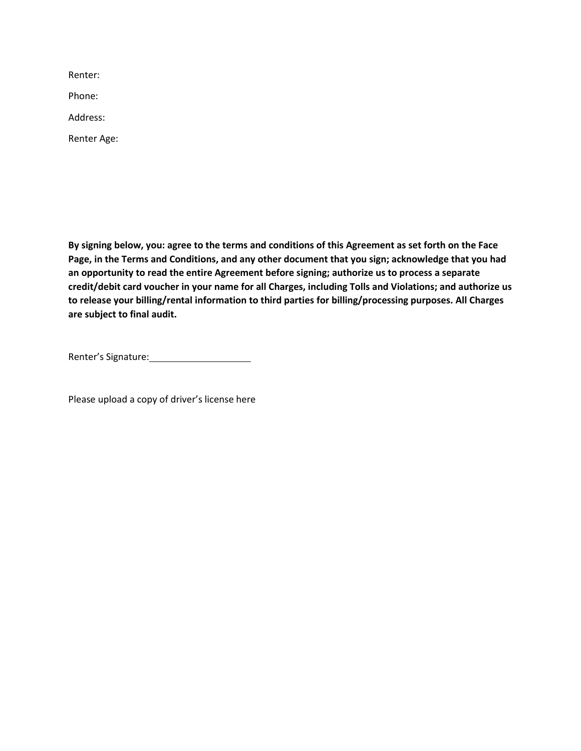Renter:

Phone:

Address:

Renter Age:

**By signing below, you: agree to the terms and conditions of this Agreement as set forth on the Face Page, in the Terms and Conditions, and any other document that you sign; acknowledge that you had an opportunity to read the entire Agreement before signing; authorize us to process a separate credit/debit card voucher in your name for all Charges, including Tolls and Violations; and authorize us to release your billing/rental information to third parties for billing/processing purposes. All Charges are subject to final audit.**

Renter's Signature:\_\_\_\_\_\_\_\_\_\_\_\_\_\_\_\_\_\_\_\_

Please upload a copy of driver's license here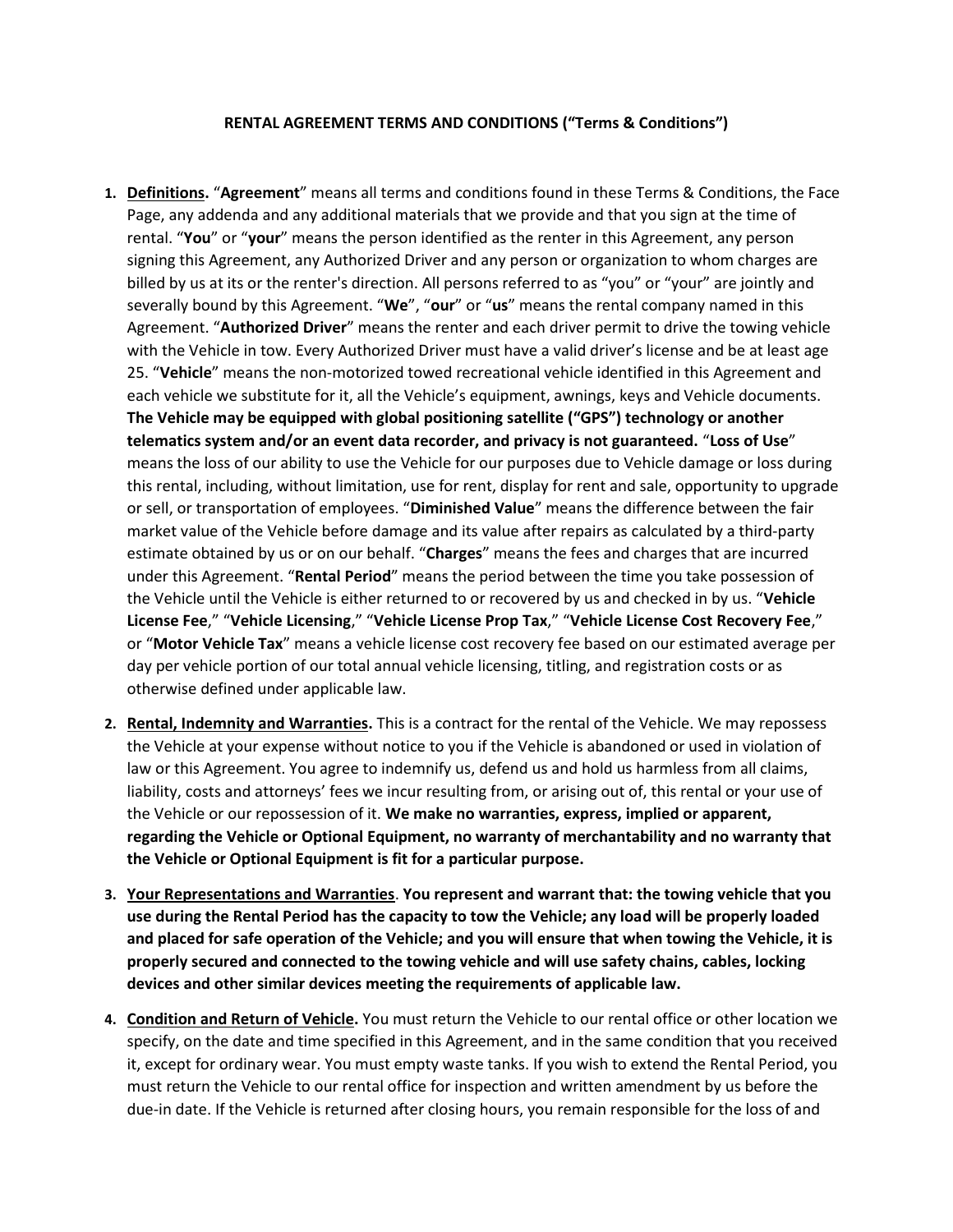**RENTAL AGREEMENT TERMS AND CONDITIONS ("Terms & Conditions")**

1. **Definitions.** "**Agreement**" means all terms and conditions found in these Terms & Conditions, the Face Page, any addenda and any additional materials that we provide and that you sign at the time of rental. "**You**" or "**your**" means the person identified as the renter in this Agreement, any person signing this Agreement, any Authorized Driver and any person or organization to whom charges are billed by us at its or the renter's direction. All persons referred to as "you" or "your" are jointly and severally bound by this Agreement. "**We**", "**our**" or "**us**" means the rental company named in this Agreement. "**Authorized Driver**" means the renter and each driver permit to drive the towing vehicle with the Vehicle in tow. Every Authorized Driver must have a valid driver's license and be at least age 25. "**Vehicle**" means the non-motorized towed recreational vehicle identified in this Agreement and each vehicle we substitute for it, all the Vehicle's equipment, awnings, keys and Vehicle documents. **The Vehicle may be equipped with global positioning satellite ("GPS") technology or another telematics system and/or an event data recorder, and privacy is not guaranteed.** "**Loss of Use**" means the loss of our ability to use the Vehicle for our purposes due to Vehicle damage or loss during this rental, including, without limitation, use for rent, display for rent and sale, opportunity to upgrade or sell, or transportation of employees. "**Diminished Value**" means the difference between the fair market value of the Vehicle before damage and its value after repairs as calculated by a third-party estimate obtained by us or on our behalf. "**Charges**" means the fees and charges that are incurred under this Agreement. "**Rental Period**" means the period between the time you take possession of the Vehicle until the Vehicle is either returned to or recovered by us and checked in by us. "**Vehicle License Fee**," "**Vehicle Licensing**," "**Vehicle License Prop Tax**," "**Vehicle License Cost Recovery Fee**," or "**Motor Vehicle Tax**" means a vehicle license cost recovery fee based on our estimated average per day per vehicle portion of our total annual vehicle licensing, titling, and registration costs or as otherwise defined under applicable law.

2. **Rental, Indemnity and Warranties.** This is a contract for the rental of the Vehicle. We may repossess the Vehicle at your expense without notice to you if the Vehicle is abandoned or used in violation of law or this Agreement. You agree to indemnify us, defend us and hold us harmless from all claims, liability, costs and attorneys' fees we incur resulting from, or arising out of, this rental or your use of the Vehicle or our repossession of it. **We make no warranties, express, implied or apparent, regarding the Vehicle or Optional Equipment, no warranty of merchantability and no warranty that the Vehicle or Optional Equipment is fit for a particular purpose.**

3. **Your Representations and Warranties. You represent and warrant that: the towing vehicle that you use during the Rental Period has the capacity to tow the Vehicle; any load will be properly loaded and placed for safe operation of the Vehicle; and you will ensure that when towing the Vehicle, it is properly secured and connected to the towing vehicle and will use safety chains, cables, locking devices and other similar devices meeting the requirements of applicable law.**

4. **Condition and Return of Vehicle.** You must return the Vehicle to our rental office or other location we specify, on the date and time specified in this Agreement, and in the same condition that you received it, except for ordinary wear. You must empty waste tanks. If you wish to extend the Rental Period, you must return the Vehicle to our rental office for inspection and written amendment by us before the due-in date. If the Vehicle is returned after closing hours, you remain responsible for the loss of and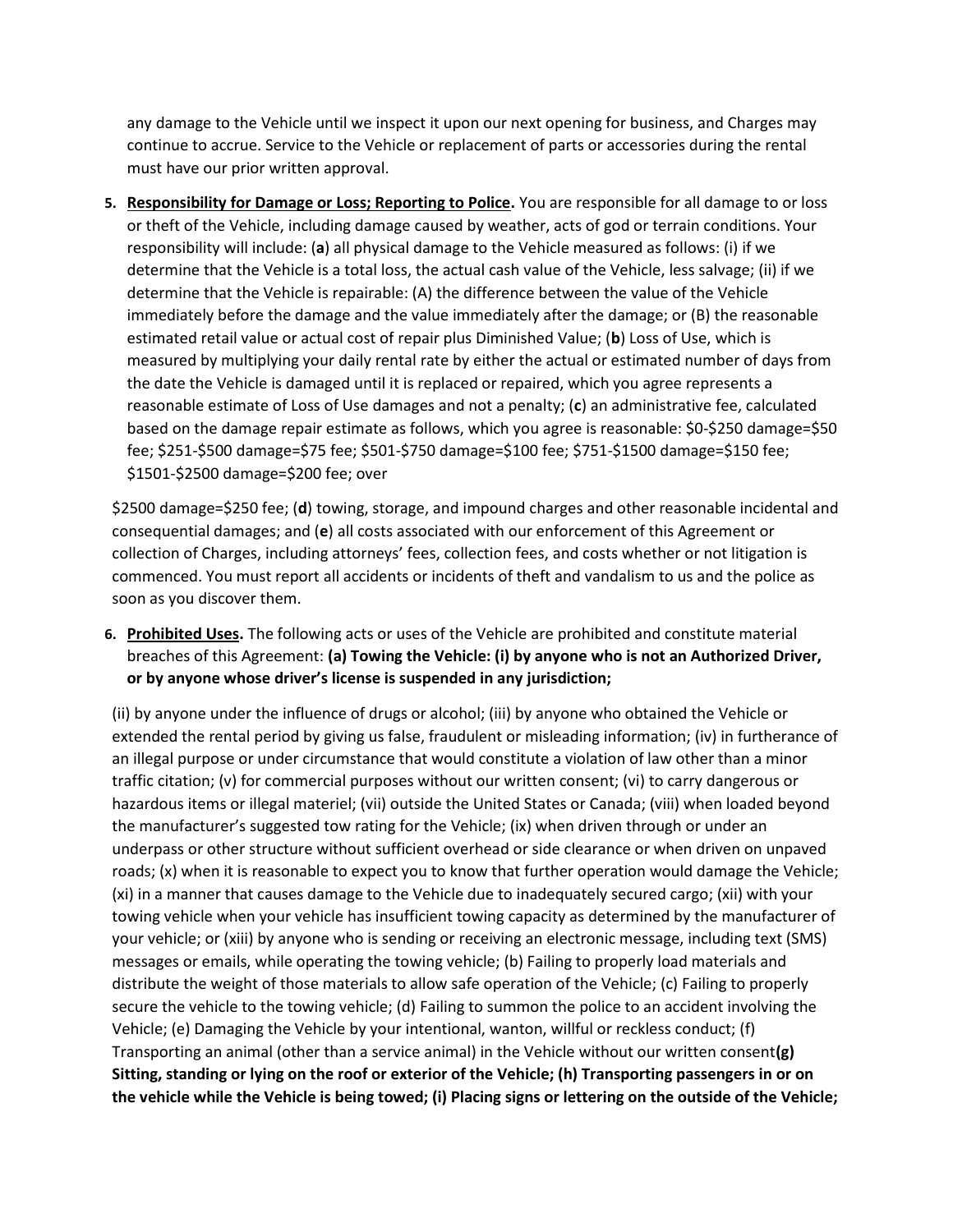any damage to the Vehicle until we inspect it upon our next opening for business, and Charges may continue to accrue. Service to the Vehicle or replacement of parts or accessories during the rental must have our prior written approval.

5. **Responsibility for Damage or Loss; Reporting to Police.** You are responsible for all damage to or loss or theft of the Vehicle, including damage caused by weather, acts of god or terrain conditions. Your responsibility will include: (**a**) all physical damage to the Vehicle measured as follows: (i) if we determine that the Vehicle is a total loss, the actual cash value of the Vehicle, less salvage; (ii) if we determine that the Vehicle is repairable: (A) the difference between the value of the Vehicle immediately before the damage and the value immediately after the damage; or (B) the reasonable estimated retail value or actual cost of repair plus Diminished Value; (**b**) Loss of Use, which is measured by multiplying your daily rental rate by either the actual or estimated number of days from the date the Vehicle is damaged until it is replaced or repaired, which you agree represents a reasonable estimate of Loss of Use damages and not a penalty; (**c**) an administrative fee, calculated based on the damage repair estimate as follows, which you agree is reasonable: $0-$250 damage=$50 fee; $251-$500 damage=$75 fee; $501-$750 damage=$100 fee; $751-$1500 damage=$150 fee; $1501-$2500 damage=$200 fee; over

   $2500 damage=$250 fee; (**d**) towing, storage, and impound charges and other reasonable incidental and consequential damages; and (**e**) all costs associated with our enforcement of this Agreement or collection of Charges, including attorneys' fees, collection fees, and costs whether or not litigation is commenced. You must report all accidents or incidents of theft and vandalism to us and the police as soon as you discover them.

6. **Prohibited Uses.** The following acts or uses of the Vehicle are prohibited and constitute material breaches of this Agreement: **(a) Towing the Vehicle: (i) by anyone who is not an Authorized Driver, or by anyone whose driver's license is suspended in any jurisdiction;**

   (ii) by anyone under the influence of drugs or alcohol; (iii) by anyone who obtained the Vehicle or extended the rental period by giving us false, fraudulent or misleading information; (iv) in furtherance of an illegal purpose or under circumstance that would constitute a violation of law other than a minor traffic citation; (v) for commercial purposes without our written consent; (vi) to carry dangerous or hazardous items or illegal materiel; (vii) outside the United States or Canada; (viii) when loaded beyond the manufacturer's suggested tow rating for the Vehicle; (ix) when driven through or under an underpass or other structure without sufficient overhead or side clearance or when driven on unpaved roads; (x) when it is reasonable to expect you to know that further operation would damage the Vehicle; (xi) in a manner that causes damage to the Vehicle due to inadequately secured cargo; (xii) with your towing vehicle when your vehicle has insufficient towing capacity as determined by the manufacturer of your vehicle; or (xiii) by anyone who is sending or receiving an electronic message, including text (SMS) messages or emails, while operating the towing vehicle; (b) Failing to properly load materials and distribute the weight of those materials to allow safe operation of the Vehicle; (c) Failing to properly secure the vehicle to the towing vehicle; (d) Failing to summon the police to an accident involving the Vehicle; (e) Damaging the Vehicle by your intentional, wanton, willful or reckless conduct; (f) Transporting an animal (other than a service animal) in the Vehicle without our written consent**(g) Sitting, standing or lying on the roof or exterior of the Vehicle; (h) Transporting passengers in or on the vehicle while the Vehicle is being towed; (i) Placing signs or lettering on the outside of the Vehicle;**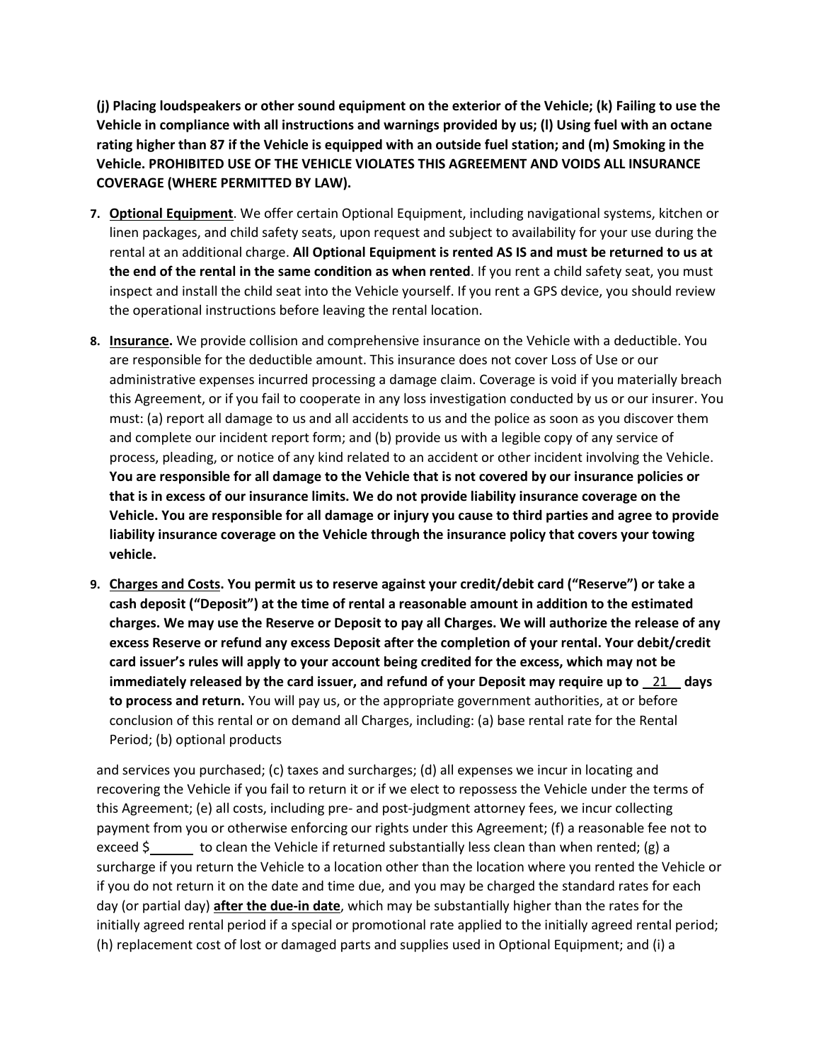**(j) Placing loudspeakers or other sound equipment on the exterior of the Vehicle; (k) Failing to use the Vehicle in compliance with all instructions and warnings provided by us; (l) Using fuel with an octane rating higher than 87 if the Vehicle is equipped with an outside fuel station; and (m) Smoking in the Vehicle. PROHIBITED USE OF THE VEHICLE VIOLATES THIS AGREEMENT AND VOIDS ALL INSURANCE COVERAGE (WHERE PERMITTED BY LAW).**

7. **Optional Equipment**. We offer certain Optional Equipment, including navigational systems, kitchen or linen packages, and child safety seats, upon request and subject to availability for your use during the rental at an additional charge. **All Optional Equipment is rented AS IS and must be returned to us at the end of the rental in the same condition as when rented**. If you rent a child safety seat, you must inspect and install the child seat into the Vehicle yourself. If you rent a GPS device, you should review the operational instructions before leaving the rental location.

8. **Insurance.** We provide collision and comprehensive insurance on the Vehicle with a deductible. You are responsible for the deductible amount. This insurance does not cover Loss of Use or our administrative expenses incurred processing a damage claim. Coverage is void if you materially breach this Agreement, or if you fail to cooperate in any loss investigation conducted by us or our insurer. You must: (a) report all damage to us and all accidents to us and the police as soon as you discover them and complete our incident report form; and (b) provide us with a legible copy of any service of process, pleading, or notice of any kind related to an accident or other incident involving the Vehicle. **You are responsible for all damage to the Vehicle that is not covered by our insurance policies or that is in excess of our insurance limits. We do not provide liability insurance coverage on the Vehicle. You are responsible for all damage or injury you cause to third parties and agree to provide liability insurance coverage on the Vehicle through the insurance policy that covers your towing vehicle.**

9. **Charges and Costs. You permit us to reserve against your credit/debit card ("Reserve") or take a cash deposit ("Deposit") at the time of rental a reasonable amount in addition to the estimated charges. We may use the Reserve or Deposit to pay all Charges. We will authorize the release of any excess Reserve or refund any excess Deposit after the completion of your rental. Your debit/credit card issuer's rules will apply to your account being credited for the excess, which may not be immediately released by the card issuer, and refund of your Deposit may require up to \_\_21\_\_ days to process and return.** You will pay us, or the appropriate government authorities, at or before conclusion of this rental or on demand all Charges, including: (a) base rental rate for the Rental Period; (b) optional products

and services you purchased; (c) taxes and surcharges; (d) all expenses we incur in locating and recovering the Vehicle if you fail to return it or if we elect to repossess the Vehicle under the terms of this Agreement; (e) all costs, including pre- and post-judgment attorney fees, we incur collecting payment from you or otherwise enforcing our rights under this Agreement; (f) a reasonable fee not to exceed $\_\_\_\_\_\_ to clean the Vehicle if returned substantially less clean than when rented; (g) a surcharge if you return the Vehicle to a location other than the location where you rented the Vehicle or if you do not return it on the date and time due, and you may be charged the standard rates for each day (or partial day) **after the due-in date**, which may be substantially higher than the rates for the initially agreed rental period if a special or promotional rate applied to the initially agreed rental period; (h) replacement cost of lost or damaged parts and supplies used in Optional Equipment; and (i) a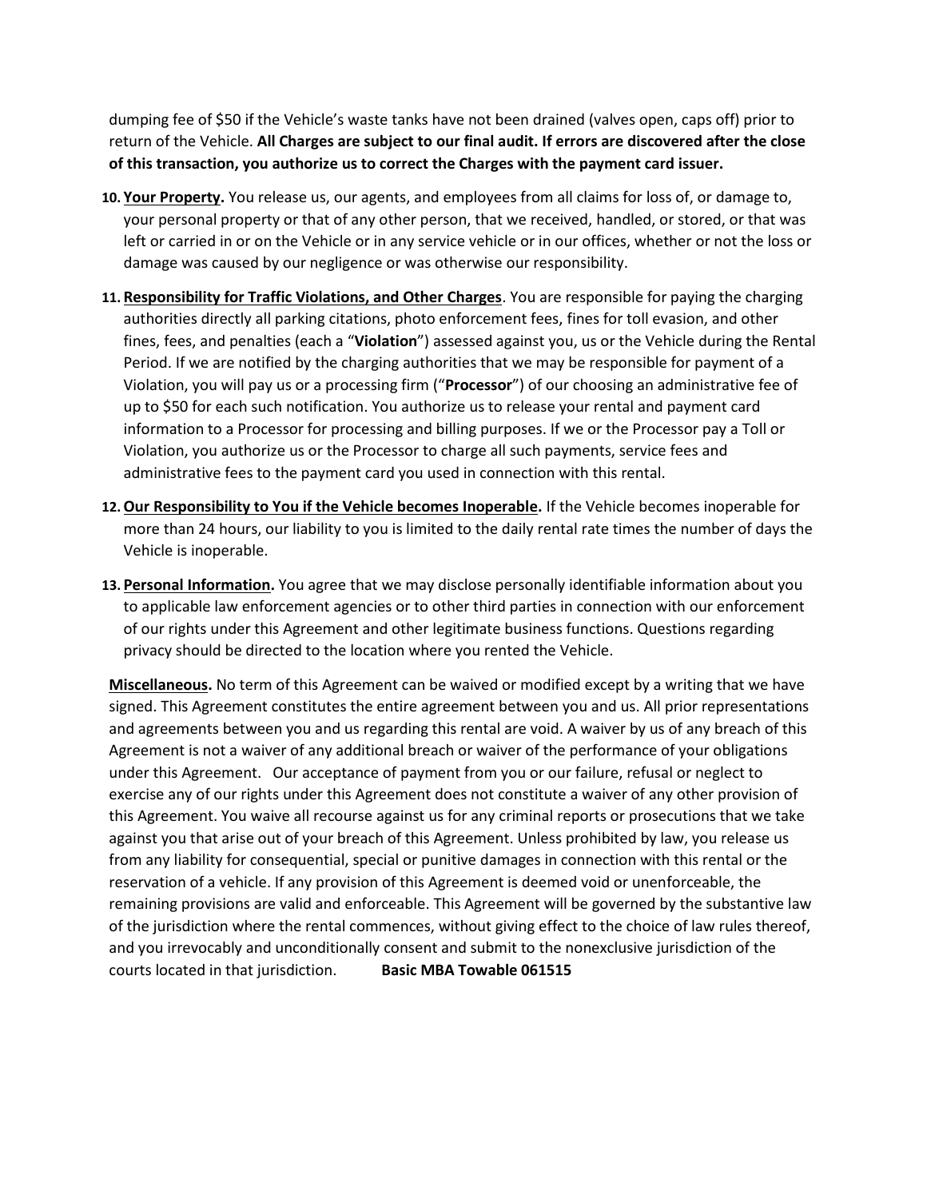dumping fee of $50 if the Vehicle's waste tanks have not been drained (valves open, caps off) prior to return of the Vehicle. **All Charges are subject to our final audit. If errors are discovered after the close of this transaction, you authorize us to correct the Charges with the payment card issuer.**

10. **Your Property.** You release us, our agents, and employees from all claims for loss of, or damage to, your personal property or that of any other person, that we received, handled, or stored, or that was left or carried in or on the Vehicle or in any service vehicle or in our offices, whether or not the loss or damage was caused by our negligence or was otherwise our responsibility.

11. **Responsibility for Traffic Violations, and Other Charges**. You are responsible for paying the charging authorities directly all parking citations, photo enforcement fees, fines for toll evasion, and other fines, fees, and penalties (each a "**Violation**") assessed against you, us or the Vehicle during the Rental Period. If we are notified by the charging authorities that we may be responsible for payment of a Violation, you will pay us or a processing firm ("**Processor**") of our choosing an administrative fee of up to $50 for each such notification. You authorize us to release your rental and payment card information to a Processor for processing and billing purposes. If we or the Processor pay a Toll or Violation, you authorize us or the Processor to charge all such payments, service fees and administrative fees to the payment card you used in connection with this rental.

12. **Our Responsibility to You if the Vehicle becomes Inoperable.** If the Vehicle becomes inoperable for more than 24 hours, our liability to you is limited to the daily rental rate times the number of days the Vehicle is inoperable.

13. **Personal Information.** You agree that we may disclose personally identifiable information about you to applicable law enforcement agencies or to other third parties in connection with our enforcement of our rights under this Agreement and other legitimate business functions. Questions regarding privacy should be directed to the location where you rented the Vehicle.

**Miscellaneous.** No term of this Agreement can be waived or modified except by a writing that we have signed. This Agreement constitutes the entire agreement between you and us. All prior representations and agreements between you and us regarding this rental are void. A waiver by us of any breach of this Agreement is not a waiver of any additional breach or waiver of the performance of your obligations under this Agreement. Our acceptance of payment from you or our failure, refusal or neglect to exercise any of our rights under this Agreement does not constitute a waiver of any other provision of this Agreement. You waive all recourse against us for any criminal reports or prosecutions that we take against you that arise out of your breach of this Agreement. Unless prohibited by law, you release us from any liability for consequential, special or punitive damages in connection with this rental or the reservation of a vehicle. If any provision of this Agreement is deemed void or unenforceable, the remaining provisions are valid and enforceable. This Agreement will be governed by the substantive law of the jurisdiction where the rental commences, without giving effect to the choice of law rules thereof, and you irrevocably and unconditionally consent and submit to the nonexclusive jurisdiction of the courts located in that jurisdiction. **Basic MBA Towable 061515**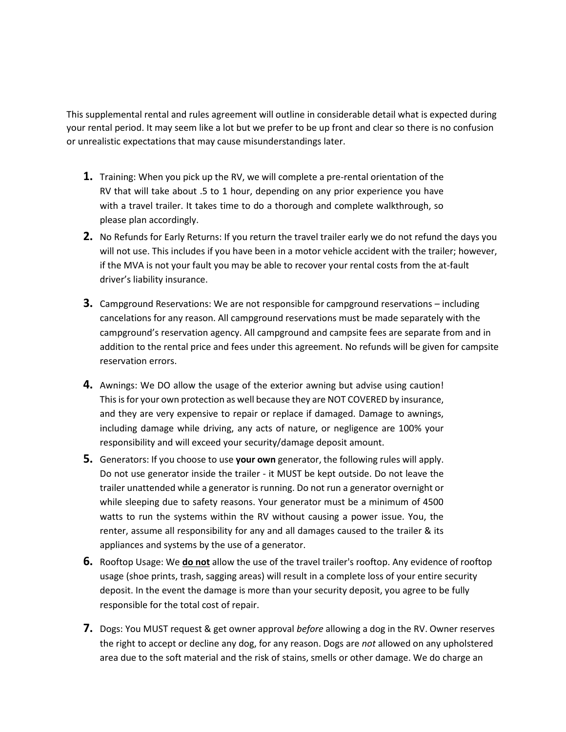This supplemental rental and rules agreement will outline in considerable detail what is expected during your rental period. It may seem like a lot but we prefer to be up front and clear so there is no confusion or unrealistic expectations that may cause misunderstandings later.

1. Training: When you pick up the RV, we will complete a pre-rental orientation of the RV that will take about .5 to 1 hour, depending on any prior experience you have with a travel trailer. It takes time to do a thorough and complete walkthrough, so please plan accordingly.
2. No Refunds for Early Returns: If you return the travel trailer early we do not refund the days you will not use. This includes if you have been in a motor vehicle accident with the trailer; however, if the MVA is not your fault you may be able to recover your rental costs from the at-fault driver's liability insurance.
3. Campground Reservations: We are not responsible for campground reservations – including cancelations for any reason. All campground reservations must be made separately with the campground's reservation agency. All campground and campsite fees are separate from and in addition to the rental price and fees under this agreement. No refunds will be given for campsite reservation errors.
4. Awnings: We DO allow the usage of the exterior awning but advise using caution! This is for your own protection as well because they are NOT COVERED by insurance, and they are very expensive to repair or replace if damaged. Damage to awnings, including damage while driving, any acts of nature, or negligence are 100% your responsibility and will exceed your security/damage deposit amount.
5. Generators: If you choose to use **your own** generator, the following rules will apply. Do not use generator inside the trailer - it MUST be kept outside. Do not leave the trailer unattended while a generator is running. Do not run a generator overnight or while sleeping due to safety reasons. Your generator must be a minimum of 4500 watts to run the systems within the RV without causing a power issue. You, the renter, assume all responsibility for any and all damages caused to the trailer & its appliances and systems by the use of a generator.
6. Rooftop Usage: We **do not** allow the use of the travel trailer's rooftop. Any evidence of rooftop usage (shoe prints, trash, sagging areas) will result in a complete loss of your entire security deposit. In the event the damage is more than your security deposit, you agree to be fully responsible for the total cost of repair.
7. Dogs: You MUST request & get owner approval *before* allowing a dog in the RV. Owner reserves the right to accept or decline any dog, for any reason. Dogs are *not* allowed on any upholstered area due to the soft material and the risk of stains, smells or other damage. We do charge an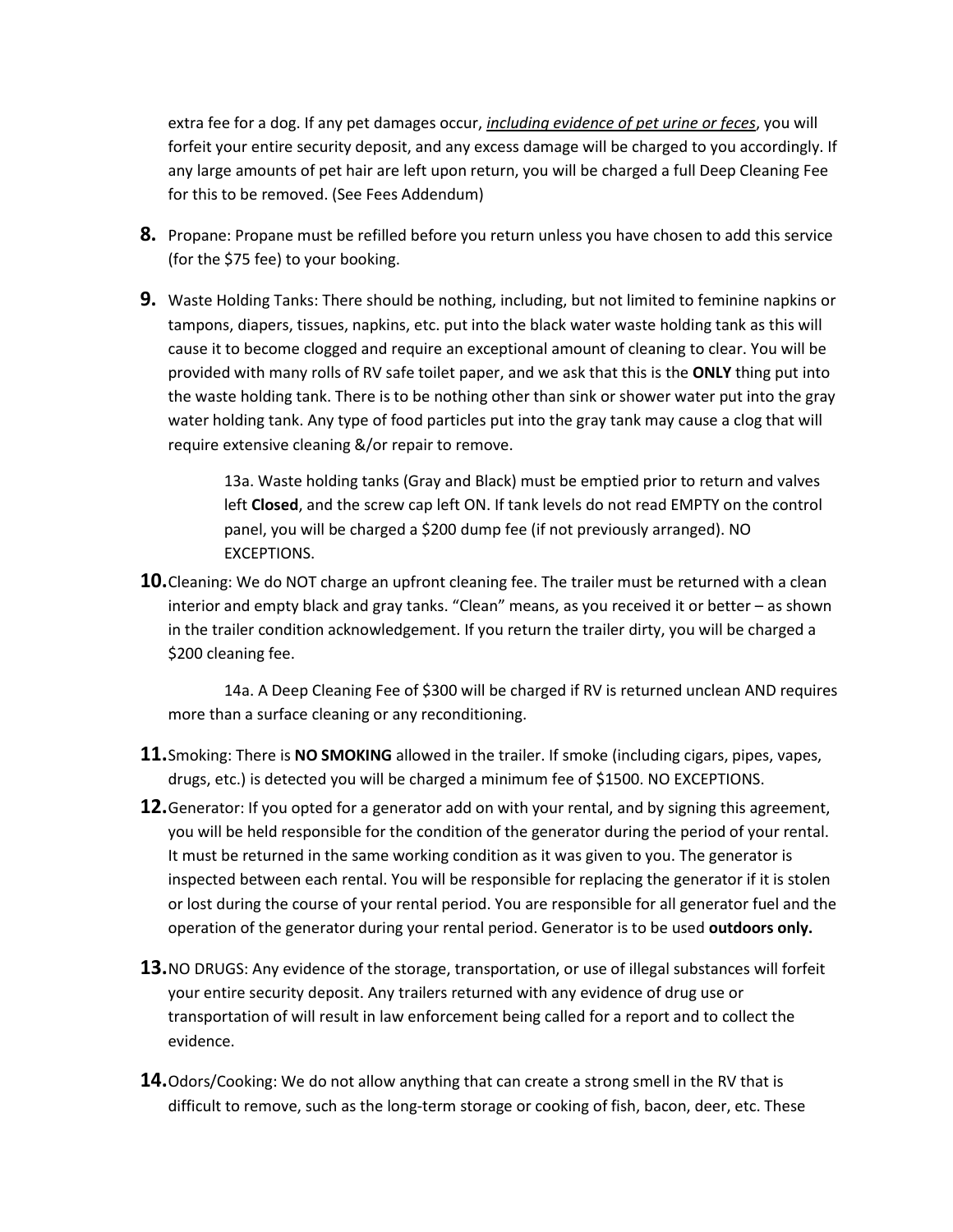extra fee for a dog. If any pet damages occur, ***including evidence of pet urine or feces***, you will forfeit your entire security deposit, and any excess damage will be charged to you accordingly. If any large amounts of pet hair are left upon return, you will be charged a full Deep Cleaning Fee for this to be removed. (See Fees Addendum)

**8.** Propane: Propane must be refilled before you return unless you have chosen to add this service (for the $75 fee) to your booking.

**9.** Waste Holding Tanks: There should be nothing, including, but not limited to feminine napkins or tampons, diapers, tissues, napkins, etc. put into the black water waste holding tank as this will cause it to become clogged and require an exceptional amount of cleaning to clear. You will be provided with many rolls of RV safe toilet paper, and we ask that this is the **ONLY** thing put into the waste holding tank. There is to be nothing other than sink or shower water put into the gray water holding tank. Any type of food particles put into the gray tank may cause a clog that will require extensive cleaning &/or repair to remove.

> 13a. Waste holding tanks (Gray and Black) must be emptied prior to return and valves left **Closed**, and the screw cap left ON. If tank levels do not read EMPTY on the control panel, you will be charged a $200 dump fee (if not previously arranged). NO EXCEPTIONS.

**10.** Cleaning: We do NOT charge an upfront cleaning fee. The trailer must be returned with a clean interior and empty black and gray tanks. "Clean" means, as you received it or better – as shown in the trailer condition acknowledgement. If you return the trailer dirty, you will be charged a $200 cleaning fee.

> 14a. A Deep Cleaning Fee of $300 will be charged if RV is returned unclean AND requires more than a surface cleaning or any reconditioning.

**11.** Smoking: There is **NO SMOKING** allowed in the trailer. If smoke (including cigars, pipes, vapes, drugs, etc.) is detected you will be charged a minimum fee of $1500. NO EXCEPTIONS.

**12.** Generator: If you opted for a generator add on with your rental, and by signing this agreement, you will be held responsible for the condition of the generator during the period of your rental. It must be returned in the same working condition as it was given to you. The generator is inspected between each rental. You will be responsible for replacing the generator if it is stolen or lost during the course of your rental period. You are responsible for all generator fuel and the operation of the generator during your rental period. Generator is to be used **outdoors only.**

**13.** NO DRUGS: Any evidence of the storage, transportation, or use of illegal substances will forfeit your entire security deposit. Any trailers returned with any evidence of drug use or transportation of will result in law enforcement being called for a report and to collect the evidence.

**14.** Odors/Cooking: We do not allow anything that can create a strong smell in the RV that is difficult to remove, such as the long-term storage or cooking of fish, bacon, deer, etc. These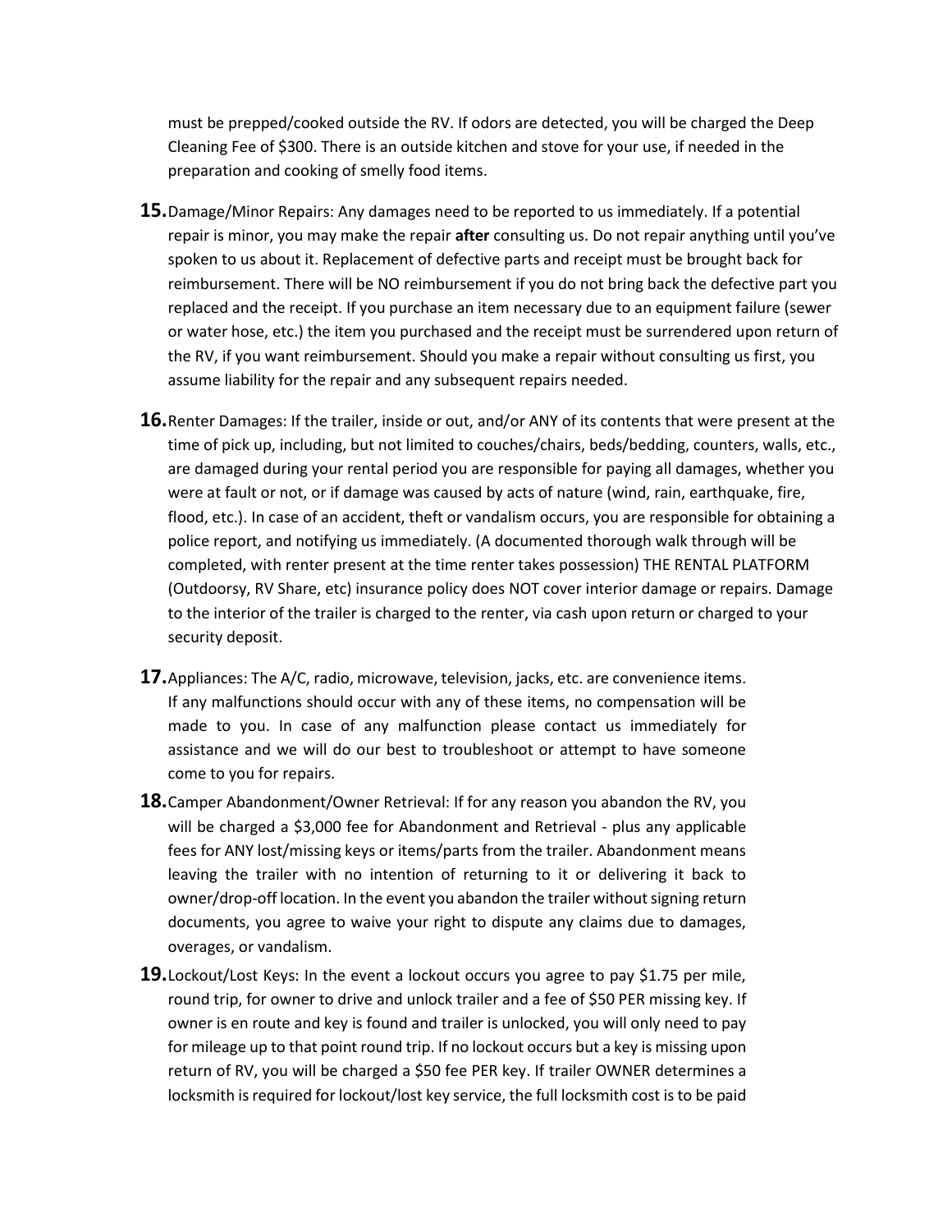must be prepped/cooked outside the RV. If odors are detected, you will be charged the Deep Cleaning Fee of $300. There is an outside kitchen and stove for your use, if needed in the preparation and cooking of smelly food items.

**15.** Damage/Minor Repairs: Any damages need to be reported to us immediately. If a potential repair is minor, you may make the repair **after** consulting us. Do not repair anything until you've spoken to us about it. Replacement of defective parts and receipt must be brought back for reimbursement. There will be NO reimbursement if you do not bring back the defective part you replaced and the receipt. If you purchase an item necessary due to an equipment failure (sewer or water hose, etc.) the item you purchased and the receipt must be surrendered upon return of the RV, if you want reimbursement. Should you make a repair without consulting us first, you assume liability for the repair and any subsequent repairs needed.

**16.** Renter Damages: If the trailer, inside or out, and/or ANY of its contents that were present at the time of pick up, including, but not limited to couches/chairs, beds/bedding, counters, walls, etc., are damaged during your rental period you are responsible for paying all damages, whether you were at fault or not, or if damage was caused by acts of nature (wind, rain, earthquake, fire, flood, etc.). In case of an accident, theft or vandalism occurs, you are responsible for obtaining a police report, and notifying us immediately. (A documented thorough walk through will be completed, with renter present at the time renter takes possession) THE RENTAL PLATFORM (Outdoorsy, RV Share, etc) insurance policy does NOT cover interior damage or repairs. Damage to the interior of the trailer is charged to the renter, via cash upon return or charged to your security deposit.

**17.** Appliances: The A/C, radio, microwave, television, jacks, etc. are convenience items. If any malfunctions should occur with any of these items, no compensation will be made to you. In case of any malfunction please contact us immediately for assistance and we will do our best to troubleshoot or attempt to have someone come to you for repairs.

**18.** Camper Abandonment/Owner Retrieval: If for any reason you abandon the RV, you will be charged a $3,000 fee for Abandonment and Retrieval - plus any applicable fees for ANY lost/missing keys or items/parts from the trailer. Abandonment means leaving the trailer with no intention of returning to it or delivering it back to owner/drop-off location. In the event you abandon the trailer without signing return documents, you agree to waive your right to dispute any claims due to damages, overages, or vandalism.

**19.** Lockout/Lost Keys: In the event a lockout occurs you agree to pay $1.75 per mile, round trip, for owner to drive and unlock trailer and a fee of $50 PER missing key. If owner is en route and key is found and trailer is unlocked, you will only need to pay for mileage up to that point round trip. If no lockout occurs but a key is missing upon return of RV, you will be charged a $50 fee PER key. If trailer OWNER determines a locksmith is required for lockout/lost key service, the full locksmith cost is to be paid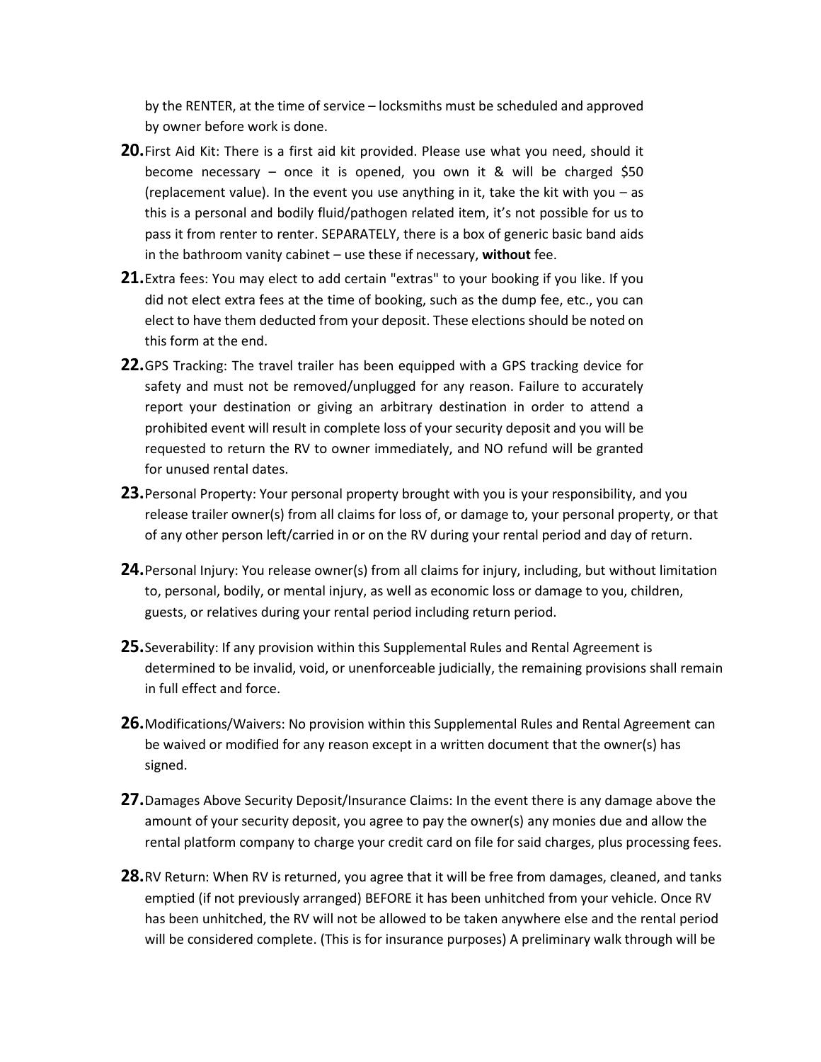by the RENTER, at the time of service – locksmiths must be scheduled and approved by owner before work is done.

**20.** First Aid Kit: There is a first aid kit provided. Please use what you need, should it become necessary – once it is opened, you own it & will be charged $50 (replacement value). In the event you use anything in it, take the kit with you – as this is a personal and bodily fluid/pathogen related item, it's not possible for us to pass it from renter to renter. SEPARATELY, there is a box of generic basic band aids in the bathroom vanity cabinet – use these if necessary, **without** fee.

**21.** Extra fees: You may elect to add certain "extras" to your booking if you like. If you did not elect extra fees at the time of booking, such as the dump fee, etc., you can elect to have them deducted from your deposit. These elections should be noted on this form at the end.

**22.** GPS Tracking: The travel trailer has been equipped with a GPS tracking device for safety and must not be removed/unplugged for any reason. Failure to accurately report your destination or giving an arbitrary destination in order to attend a prohibited event will result in complete loss of your security deposit and you will be requested to return the RV to owner immediately, and NO refund will be granted for unused rental dates.

**23.** Personal Property: Your personal property brought with you is your responsibility, and you release trailer owner(s) from all claims for loss of, or damage to, your personal property, or that of any other person left/carried in or on the RV during your rental period and day of return.

**24.** Personal Injury: You release owner(s) from all claims for injury, including, but without limitation to, personal, bodily, or mental injury, as well as economic loss or damage to you, children, guests, or relatives during your rental period including return period.

**25.** Severability: If any provision within this Supplemental Rules and Rental Agreement is determined to be invalid, void, or unenforceable judicially, the remaining provisions shall remain in full effect and force.

**26.** Modifications/Waivers: No provision within this Supplemental Rules and Rental Agreement can be waived or modified for any reason except in a written document that the owner(s) has signed.

**27.** Damages Above Security Deposit/Insurance Claims: In the event there is any damage above the amount of your security deposit, you agree to pay the owner(s) any monies due and allow the rental platform company to charge your credit card on file for said charges, plus processing fees.

**28.** RV Return: When RV is returned, you agree that it will be free from damages, cleaned, and tanks emptied (if not previously arranged) BEFORE it has been unhitched from your vehicle. Once RV has been unhitched, the RV will not be allowed to be taken anywhere else and the rental period will be considered complete. (This is for insurance purposes) A preliminary walk through will be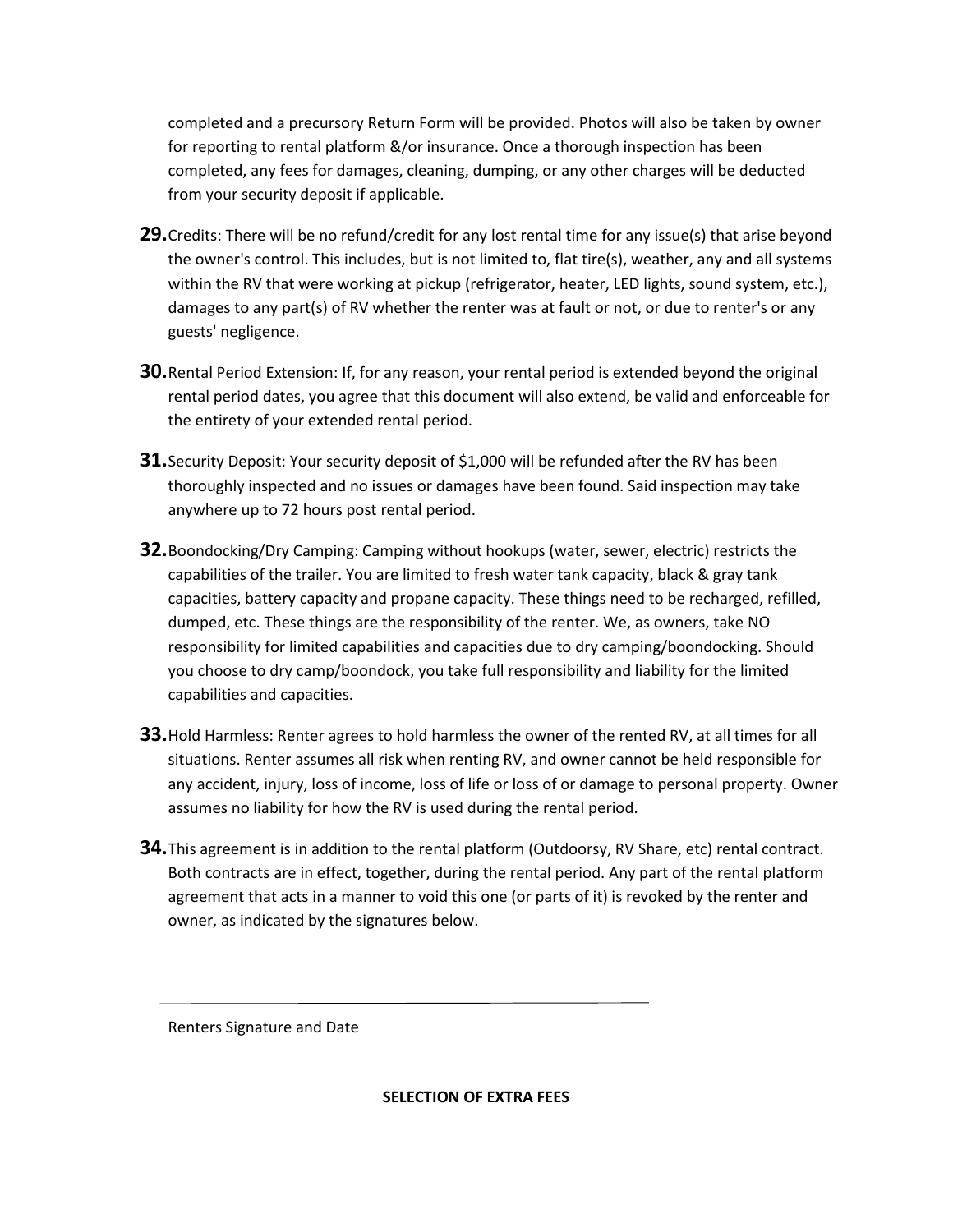completed and a precursory Return Form will be provided. Photos will also be taken by owner for reporting to rental platform &/or insurance. Once a thorough inspection has been completed, any fees for damages, cleaning, dumping, or any other charges will be deducted from your security deposit if applicable.

**29.** Credits: There will be no refund/credit for any lost rental time for any issue(s) that arise beyond the owner's control. This includes, but is not limited to, flat tire(s), weather, any and all systems within the RV that were working at pickup (refrigerator, heater, LED lights, sound system, etc.), damages to any part(s) of RV whether the renter was at fault or not, or due to renter's or any guests' negligence.

**30.** Rental Period Extension: If, for any reason, your rental period is extended beyond the original rental period dates, you agree that this document will also extend, be valid and enforceable for the entirety of your extended rental period.

**31.** Security Deposit: Your security deposit of $1,000 will be refunded after the RV has been thoroughly inspected and no issues or damages have been found. Said inspection may take anywhere up to 72 hours post rental period.

**32.** Boondocking/Dry Camping: Camping without hookups (water, sewer, electric) restricts the capabilities of the trailer. You are limited to fresh water tank capacity, black & gray tank capacities, battery capacity and propane capacity. These things need to be recharged, refilled, dumped, etc. These things are the responsibility of the renter. We, as owners, take NO responsibility for limited capabilities and capacities due to dry camping/boondocking. Should you choose to dry camp/boondock, you take full responsibility and liability for the limited capabilities and capacities.

**33.** Hold Harmless: Renter agrees to hold harmless the owner of the rented RV, at all times for all situations. Renter assumes all risk when renting RV, and owner cannot be held responsible for any accident, injury, loss of income, loss of life or loss of or damage to personal property. Owner assumes no liability for how the RV is used during the rental period.

**34.** This agreement is in addition to the rental platform (Outdoorsy, RV Share, etc) rental contract. Both contracts are in effect, together, during the rental period. Any part of the rental platform agreement that acts in a manner to void this one (or parts of it) is revoked by the renter and owner, as indicated by the signatures below.

\_\_\_\_\_\_\_\_\_\_\_\_\_\_\_\_\_\_\_\_\_\_\_\_\_\_\_\_\_\_\_\_\_\_\_\_\_\_\_\_\_\_\_\_

Renters Signature and Date

**SELECTION OF EXTRA FEES**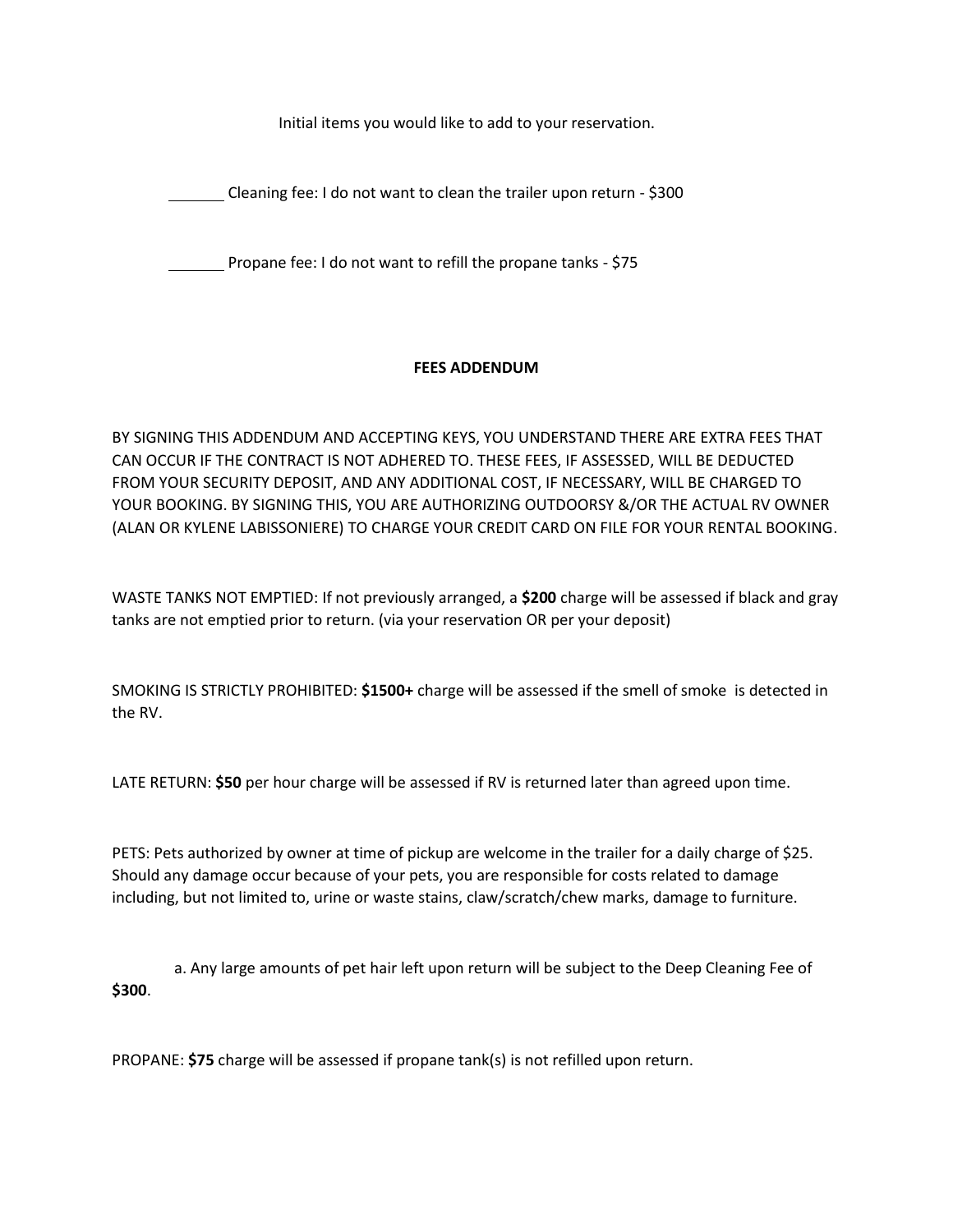Initial items you would like to add to your reservation.

_______ Cleaning fee: I do not want to clean the trailer upon return - $300

_______ Propane fee: I do not want to refill the propane tanks - $75

**FEES ADDENDUM**

BY SIGNING THIS ADDENDUM AND ACCEPTING KEYS, YOU UNDERSTAND THERE ARE EXTRA FEES THAT CAN OCCUR IF THE CONTRACT IS NOT ADHERED TO. THESE FEES, IF ASSESSED, WILL BE DEDUCTED FROM YOUR SECURITY DEPOSIT, AND ANY ADDITIONAL COST, IF NECESSARY, WILL BE CHARGED TO YOUR BOOKING. BY SIGNING THIS, YOU ARE AUTHORIZING OUTDOORSY &/OR THE ACTUAL RV OWNER (ALAN OR KYLENE LABISSONIERE) TO CHARGE YOUR CREDIT CARD ON FILE FOR YOUR RENTAL BOOKING.

WASTE TANKS NOT EMPTIED: If not previously arranged, a **$200** charge will be assessed if black and gray tanks are not emptied prior to return. (via your reservation OR per your deposit)

SMOKING IS STRICTLY PROHIBITED: **$1500+** charge will be assessed if the smell of smoke is detected in the RV.

LATE RETURN: **$50** per hour charge will be assessed if RV is returned later than agreed upon time.

PETS: Pets authorized by owner at time of pickup are welcome in the trailer for a daily charge of $25. Should any damage occur because of your pets, you are responsible for costs related to damage including, but not limited to, urine or waste stains, claw/scratch/chew marks, damage to furniture.

a. Any large amounts of pet hair left upon return will be subject to the Deep Cleaning Fee of **$300**.

PROPANE: **$75** charge will be assessed if propane tank(s) is not refilled upon return.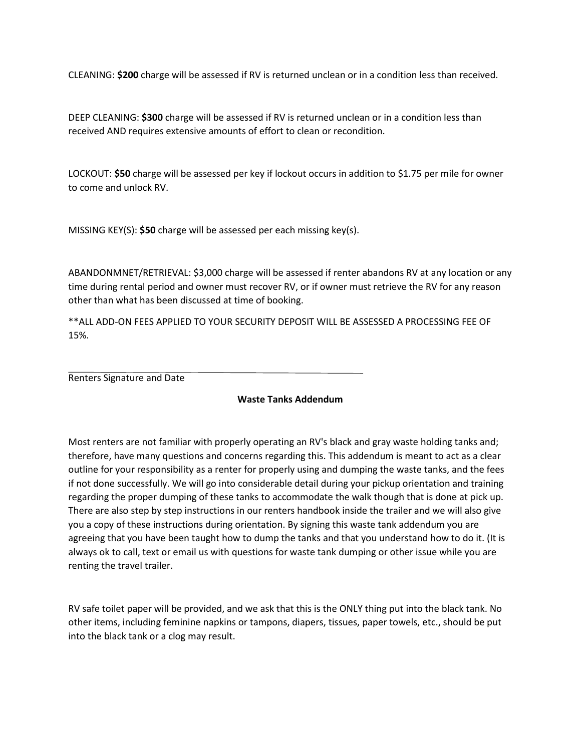CLEANING: **$200** charge will be assessed if RV is returned unclean or in a condition less than received.

DEEP CLEANING: **$300** charge will be assessed if RV is returned unclean or in a condition less than received AND requires extensive amounts of effort to clean or recondition.

LOCKOUT: **$50** charge will be assessed per key if lockout occurs in addition to $1.75 per mile for owner to come and unlock RV.

MISSING KEY(S): **$50** charge will be assessed per each missing key(s).

ABANDONMNET/RETRIEVAL: $3,000 charge will be assessed if renter abandons RV at any location or any time during rental period and owner must recover RV, or if owner must retrieve the RV for any reason other than what has been discussed at time of booking.

**ALL ADD-ON FEES APPLIED TO YOUR SECURITY DEPOSIT WILL BE ASSESSED A PROCESSING FEE OF 15%.

\_\_\_\_\_\_\_\_\_\_\_\_\_\_\_\_\_\_\_\_\_\_\_\_\_\_\_\_\_\_\_\_\_\_\_\_\_\_\_\_\_\_\_\_

Renters Signature and Date

**Waste Tanks Addendum**

Most renters are not familiar with properly operating an RV's black and gray waste holding tanks and; therefore, have many questions and concerns regarding this. This addendum is meant to act as a clear outline for your responsibility as a renter for properly using and dumping the waste tanks, and the fees if not done successfully. We will go into considerable detail during your pickup orientation and training regarding the proper dumping of these tanks to accommodate the walk though that is done at pick up. There are also step by step instructions in our renters handbook inside the trailer and we will also give you a copy of these instructions during orientation. By signing this waste tank addendum you are agreeing that you have been taught how to dump the tanks and that you understand how to do it. (It is always ok to call, text or email us with questions for waste tank dumping or other issue while you are renting the travel trailer.

RV safe toilet paper will be provided, and we ask that this is the ONLY thing put into the black tank. No other items, including feminine napkins or tampons, diapers, tissues, paper towels, etc., should be put into the black tank or a clog may result.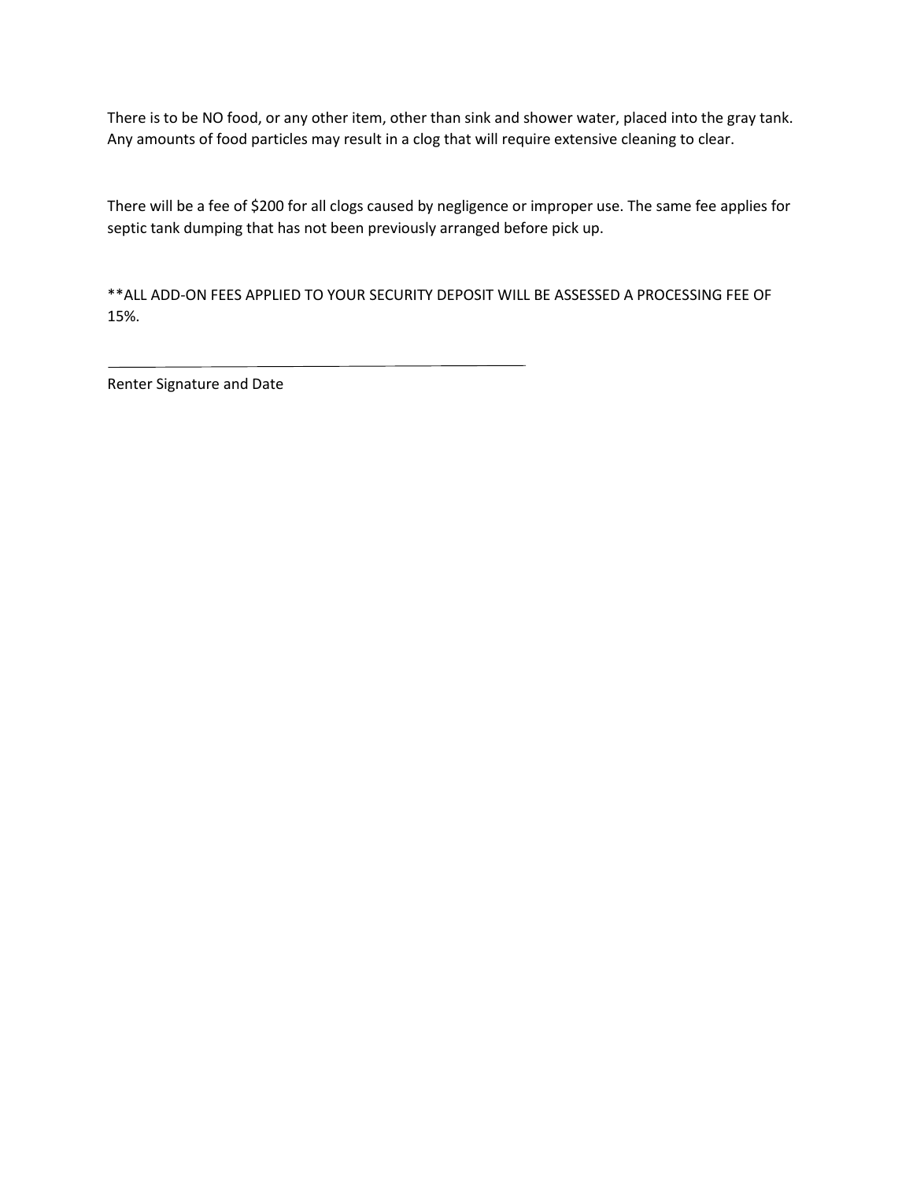There is to be NO food, or any other item, other than sink and shower water, placed into the gray tank. Any amounts of food particles may result in a clog that will require extensive cleaning to clear.

There will be a fee of $200 for all clogs caused by negligence or improper use. The same fee applies for septic tank dumping that has not been previously arranged before pick up.

**ALL ADD-ON FEES APPLIED TO YOUR SECURITY DEPOSIT WILL BE ASSESSED A PROCESSING FEE OF 15%.

\_\_\_\_\_\_\_\_\_\_\_\_\_\_\_\_\_\_\_\_\_\_\_\_\_\_\_\_\_\_\_\_\_\_\_\_\_\_\_\_

Renter Signature and Date